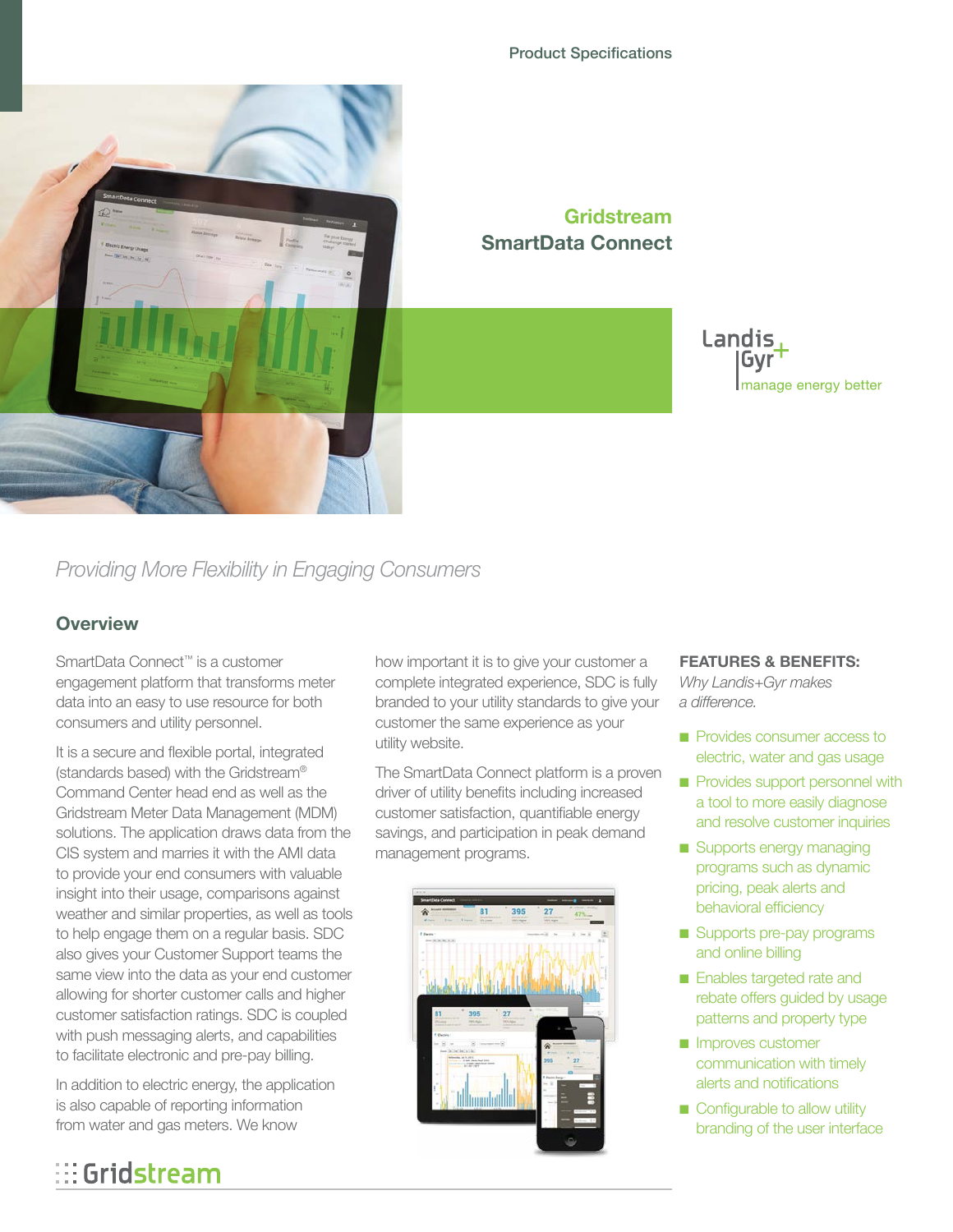Product Specifications

# Gridstream SmartData Connect

Landis+Gyr
manage energy better

*Providing More Flexibility in Engaging Consumers*

## Overview

SmartData Connect™ is a customer engagement platform that transforms meter data into an easy to use resource for both consumers and utility personnel.

It is a secure and flexible portal, integrated (standards based) with the Gridstream® Command Center head end as well as the Gridstream Meter Data Management (MDM) solutions. The application draws data from the CIS system and marries it with the AMI data to provide your end consumers with valuable insight into their usage, comparisons against weather and similar properties, as well as tools to help engage them on a regular basis. SDC also gives your Customer Support teams the same view into the data as your end customer allowing for shorter customer calls and higher customer satisfaction ratings. SDC is coupled with push messaging alerts, and capabilities to facilitate electronic and pre-pay billing.

In addition to electric energy, the application is also capable of reporting information from water and gas meters. We know how important it is to give your customer a complete integrated experience, SDC is fully branded to your utility standards to give your customer the same experience as your utility website.

The SmartData Connect platform is a proven driver of utility benefits including increased customer satisfaction, quantifiable energy savings, and participation in peak demand management programs.

**FEATURES & BENEFITS:**
*Why Landis+Gyr makes a difference.*

- Provides consumer access to electric, water and gas usage
- Provides support personnel with a tool to more easily diagnose and resolve customer inquiries
- Supports energy managing programs such as dynamic pricing, peak alerts and behavioral efficiency
- Supports pre-pay programs and online billing
- Enables targeted rate and rebate offers guided by usage patterns and property type
- Improves customer communication with timely alerts and notifications
- Configurable to allow utility branding of the user interface

Gridstream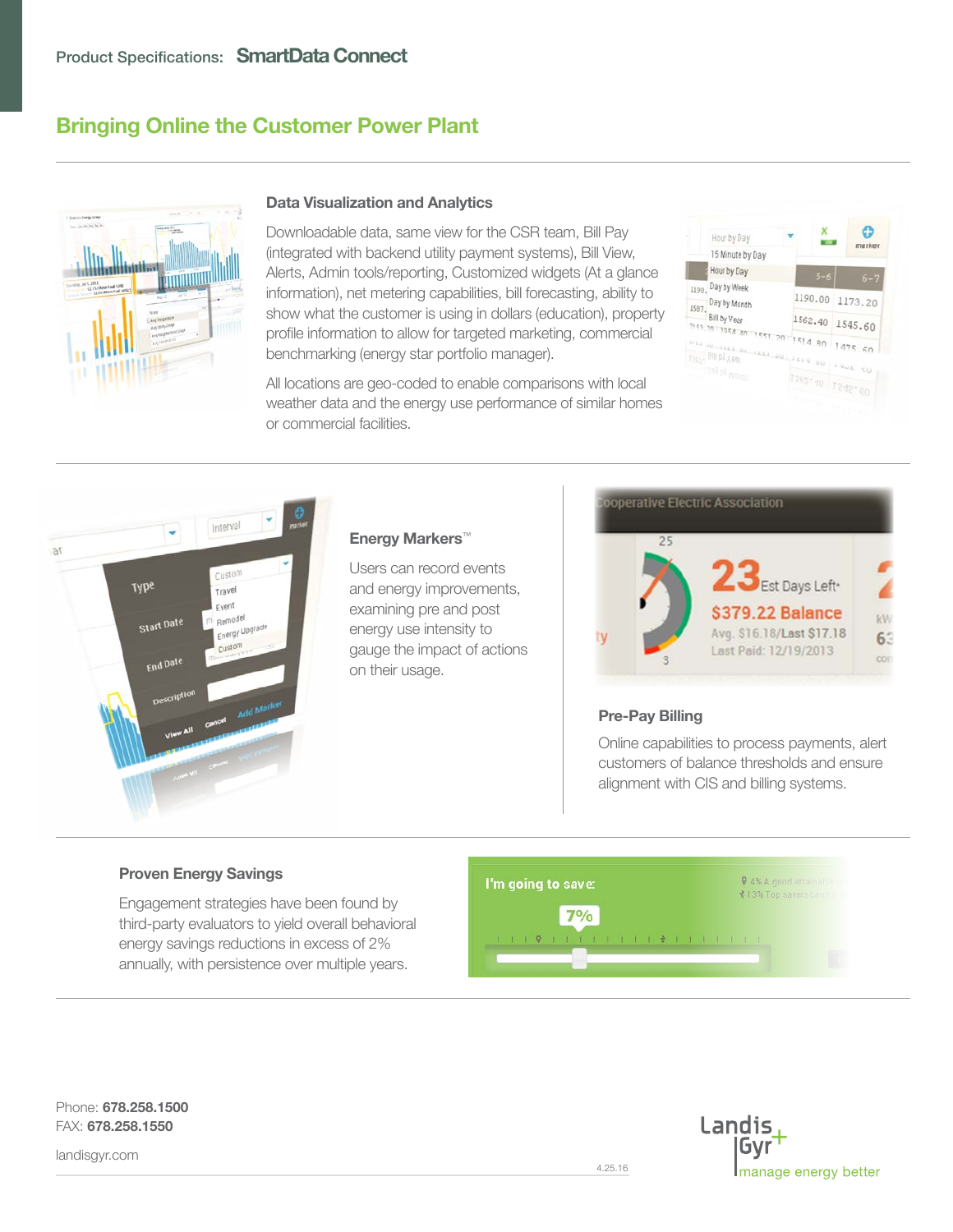Product Specifications: **SmartData Connect**

## Bringing Online the Customer Power Plant

### Data Visualization and Analytics

Downloadable data, same view for the CSR team, Bill Pay (integrated with backend utility payment systems), Bill View, Alerts, Admin tools/reporting, Customized widgets (At a glance information), net metering capabilities, bill forecasting, ability to show what the customer is using in dollars (education), property profile information to allow for targeted marketing, commercial benchmarking (energy star portfolio manager).

All locations are geo-coded to enable comparisons with local weather data and the energy use performance of similar homes or commercial facilities.

### Energy Markers™

Users can record events and energy improvements, examining pre and post energy use intensity to gauge the impact of actions on their usage.

### Pre-Pay Billing

Online capabilities to process payments, alert customers of balance thresholds and ensure alignment with CIS and billing systems.

### Proven Energy Savings

Engagement strategies have been found by third-party evaluators to yield overall behavioral energy savings reductions in excess of 2% annually, with persistence over multiple years.

Phone: **678.258.1500**
FAX: **678.258.1550**

landisgyr.com

4.25.16

Landis+Gyr
manage energy better